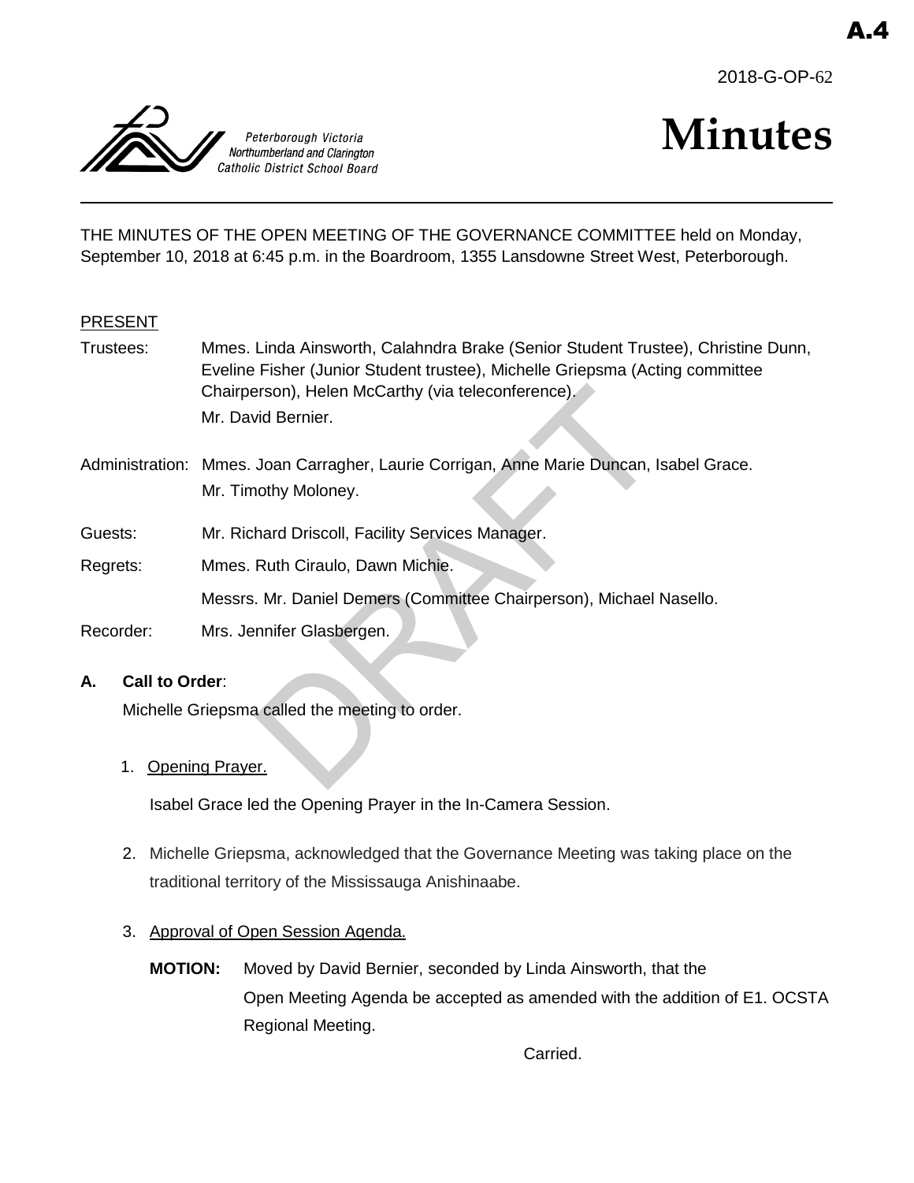A.4

2018-G-OP-62

Peterborough Victoria Northumberland and Clarington Catholic District School Board

# Minutes

THE MINUTES OF THE OPEN MEETING OF THE GOVERNANCE COMMITTEE held on Monday, September 10, 2018 at 6:45 p.m. in the Boardroom, 1355 Lansdowne Street West, Peterborough.

PRESENT

Trustees: Mmes. Linda Ainsworth, Calahndra Brake (Senior Student Trustee), Christine Dunn, Eveline Fisher (Junior Student trustee), Michelle Griepsma (Acting committee Chairperson), Helen McCarthy (via teleconference).
Mr. David Bernier.

Administration: Mmes. Joan Carragher, Laurie Corrigan, Anne Marie Duncan, Isabel Grace.
Mr. Timothy Moloney.

Guests: Mr. Richard Driscoll, Facility Services Manager.

Regrets: Mmes. Ruth Ciraulo, Dawn Michie.
Messrs. Mr. Daniel Demers (Committee Chairperson), Michael Nasello.

Recorder: Mrs. Jennifer Glasbergen.

**A. Call to Order**:

Michelle Griepsma called the meeting to order.

1. Opening Prayer.

   Isabel Grace led the Opening Prayer in the In-Camera Session.

2. Michelle Griepsma, acknowledged that the Governance Meeting was taking place on the traditional territory of the Mississauga Anishinaabe.

3. Approval of Open Session Agenda.

   **MOTION:** Moved by David Bernier, seconded by Linda Ainsworth, that the Open Meeting Agenda be accepted as amended with the addition of E1. OCSTA Regional Meeting.

   Carried.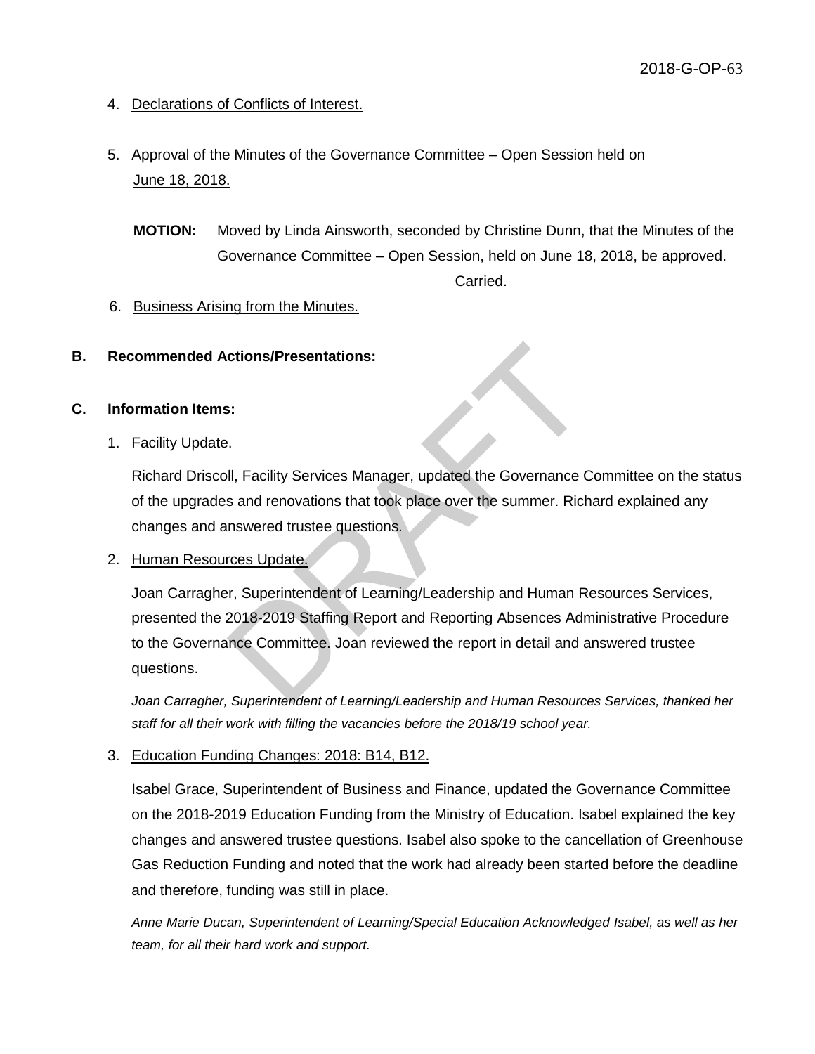4. Declarations of Conflicts of Interest.

5. Approval of the Minutes of the Governance Committee – Open Session held on June 18, 2018.

**MOTION:** Moved by Linda Ainsworth, seconded by Christine Dunn, that the Minutes of the Governance Committee – Open Session, held on June 18, 2018, be approved.

Carried.

6. Business Arising from the Minutes.

## B. Recommended Actions/Presentations:

## C. Information Items:

1. Facility Update.

Richard Driscoll, Facility Services Manager, updated the Governance Committee on the status of the upgrades and renovations that took place over the summer. Richard explained any changes and answered trustee questions.

2. Human Resources Update.

Joan Carragher, Superintendent of Learning/Leadership and Human Resources Services, presented the 2018-2019 Staffing Report and Reporting Absences Administrative Procedure to the Governance Committee. Joan reviewed the report in detail and answered trustee questions.

*Joan Carragher, Superintendent of Learning/Leadership and Human Resources Services, thanked her staff for all their work with filling the vacancies before the 2018/19 school year.*

3. Education Funding Changes: 2018: B14, B12.

Isabel Grace, Superintendent of Business and Finance, updated the Governance Committee on the 2018-2019 Education Funding from the Ministry of Education. Isabel explained the key changes and answered trustee questions. Isabel also spoke to the cancellation of Greenhouse Gas Reduction Funding and noted that the work had already been started before the deadline and therefore, funding was still in place.

*Anne Marie Ducan, Superintendent of Learning/Special Education Acknowledged Isabel, as well as her team, for all their hard work and support.*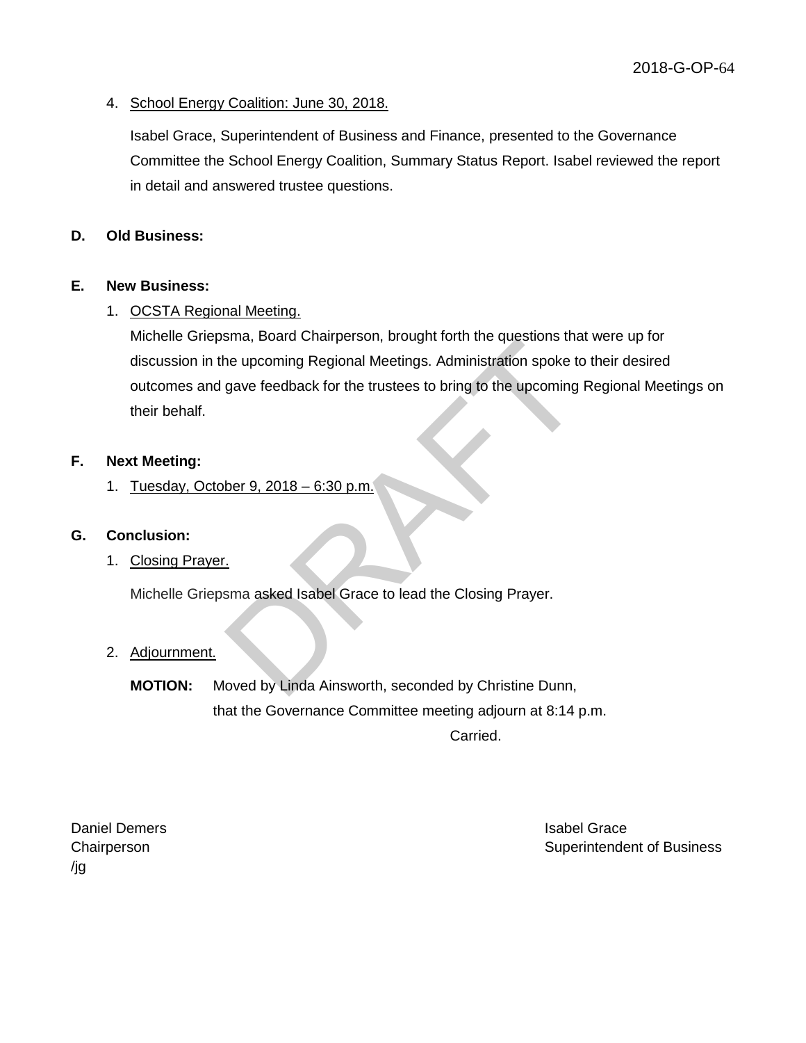4. School Energy Coalition: June 30, 2018.

   Isabel Grace, Superintendent of Business and Finance, presented to the Governance Committee the School Energy Coalition, Summary Status Report. Isabel reviewed the report in detail and answered trustee questions.

**D. Old Business:**

**E. New Business:**

1. OCSTA Regional Meeting.

   Michelle Griepsma, Board Chairperson, brought forth the questions that were up for discussion in the upcoming Regional Meetings. Administration spoke to their desired outcomes and gave feedback for the trustees to bring to the upcoming Regional Meetings on their behalf.

**F. Next Meeting:**

1. Tuesday, October 9, 2018 – 6:30 p.m.

**G. Conclusion:**

1. Closing Prayer.

   Michelle Griepsma asked Isabel Grace to lead the Closing Prayer.

2. Adjournment.

   **MOTION:** Moved by Linda Ainsworth, seconded by Christine Dunn, that the Governance Committee meeting adjourn at 8:14 p.m.

   Carried.

Daniel Demers
Chairperson

Isabel Grace
Superintendent of Business

/jg